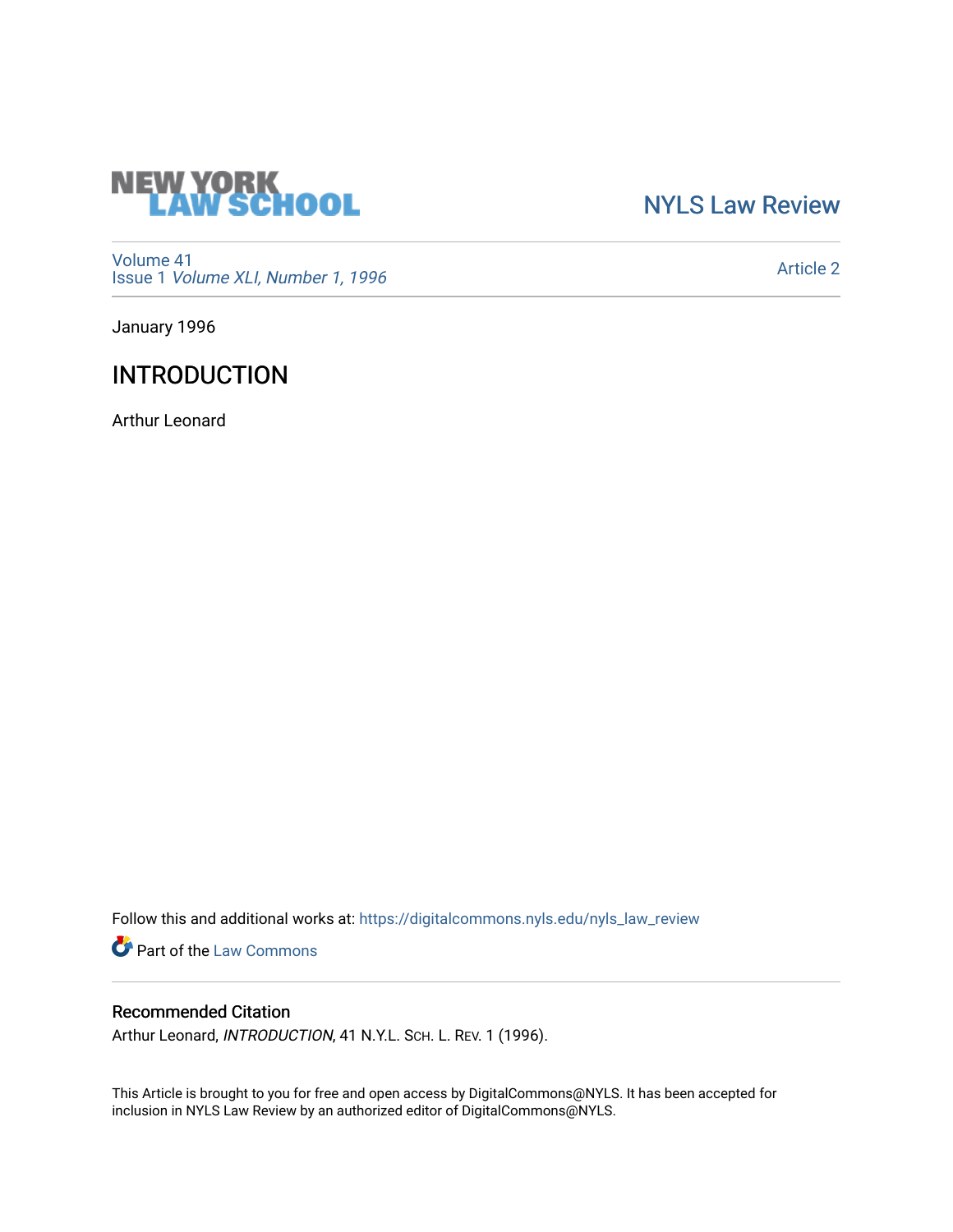NEW YORK LAW SCHOOL

NYLS Law Review

Volume 41
Issue 1 *Volume XLI, Number 1, 1996*

Article 2

January 1996

# INTRODUCTION

Arthur Leonard

Follow this and additional works at: https://digitalcommons.nyls.edu/nyls_law_review

Part of the Law Commons

## Recommended Citation

Arthur Leonard, *INTRODUCTION*, 41 N.Y.L. Sch. L. Rev. 1 (1996).

This Article is brought to you for free and open access by DigitalCommons@NYLS. It has been accepted for inclusion in NYLS Law Review by an authorized editor of DigitalCommons@NYLS.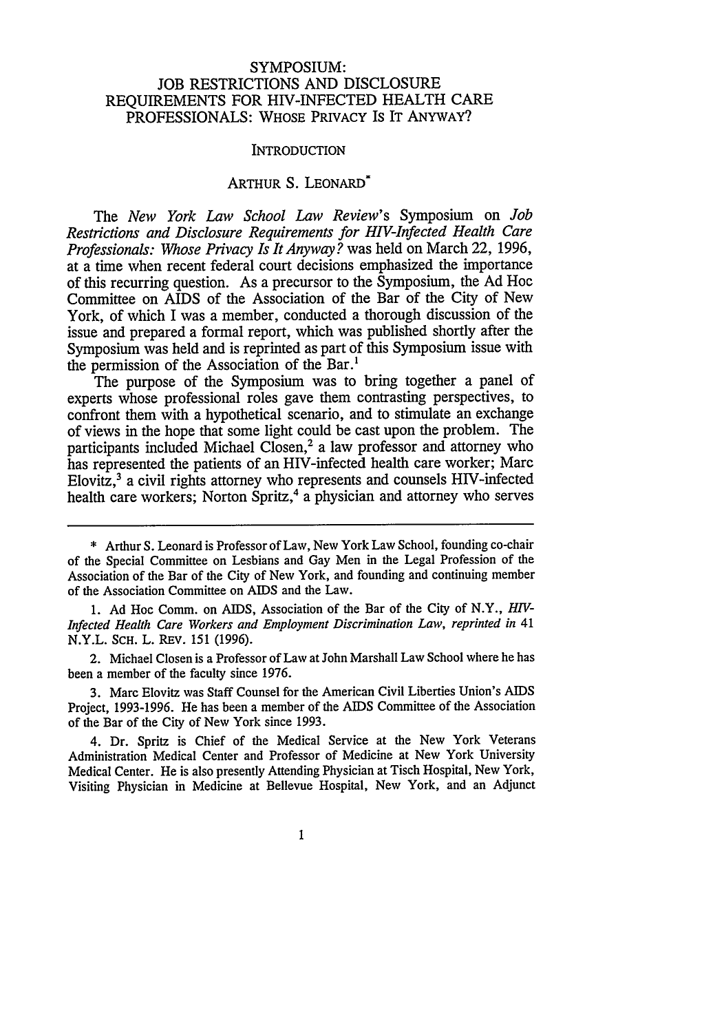# SYMPOSIUM: JOB RESTRICTIONS AND DISCLOSURE REQUIREMENTS FOR HIV-INFECTED HEALTH CARE PROFESSIONALS: WHOSE PRIVACY IS IT ANYWAY?

## INTRODUCTION

### ARTHUR S. LEONARD*

The *New York Law School Law Review*'s Symposium on *Job Restrictions and Disclosure Requirements for HIV-Infected Health Care Professionals: Whose Privacy Is It Anyway?* was held on March 22, 1996, at a time when recent federal court decisions emphasized the importance of this recurring question. As a precursor to the Symposium, the Ad Hoc Committee on AIDS of the Association of the Bar of the City of New York, of which I was a member, conducted a thorough discussion of the issue and prepared a formal report, which was published shortly after the Symposium was held and is reprinted as part of this Symposium issue with the permission of the Association of the Bar.[1]

The purpose of the Symposium was to bring together a panel of experts whose professional roles gave them contrasting perspectives, to confront them with a hypothetical scenario, and to stimulate an exchange of views in the hope that some light could be cast upon the problem. The participants included Michael Closen,[2] a law professor and attorney who has represented the patients of an HIV-infected health care worker; Marc Elovitz,[3] a civil rights attorney who represents and counsels HIV-infected health care workers; Norton Spritz,[4] a physician and attorney who serves

---

\* Arthur S. Leonard is Professor of Law, New York Law School, founding co-chair of the Special Committee on Lesbians and Gay Men in the Legal Profession of the Association of the Bar of the City of New York, and founding and continuing member of the Association Committee on AIDS and the Law.

1. Ad Hoc Comm. on AIDS, Association of the Bar of the City of N.Y., *HIV-Infected Health Care Workers and Employment Discrimination Law*, *reprinted in* 41 N.Y.L. SCH. L. REV. 151 (1996).

2. Michael Closen is a Professor of Law at John Marshall Law School where he has been a member of the faculty since 1976.

3. Marc Elovitz was Staff Counsel for the American Civil Liberties Union's AIDS Project, 1993-1996. He has been a member of the AIDS Committee of the Association of the Bar of the City of New York since 1993.

4. Dr. Spritz is Chief of the Medical Service at the New York Veterans Administration Medical Center and Professor of Medicine at New York University Medical Center. He is also presently Attending Physician at Tisch Hospital, New York, Visiting Physician in Medicine at Bellevue Hospital, New York, and an Adjunct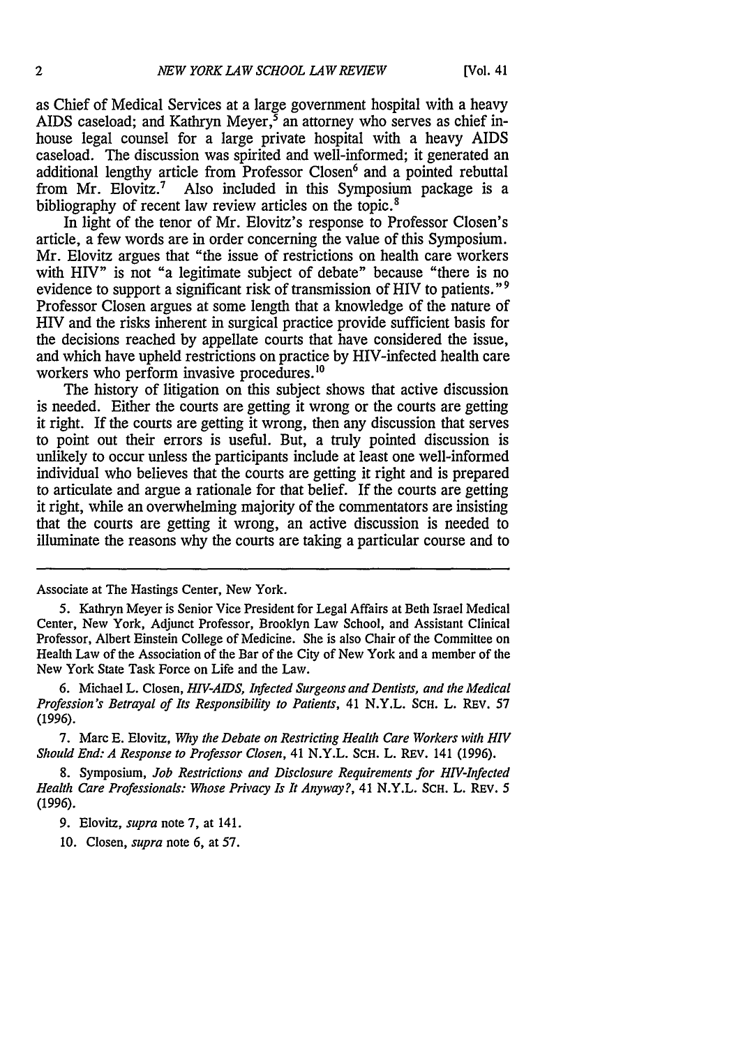as Chief of Medical Services at a large government hospital with a heavy AIDS caseload; and Kathryn Meyer,[5] an attorney who serves as chief in-house legal counsel for a large private hospital with a heavy AIDS caseload. The discussion was spirited and well-informed; it generated an additional lengthy article from Professor Closen[6] and a pointed rebuttal from Mr. Elovitz.[7] Also included in this Symposium package is a bibliography of recent law review articles on the topic.[8]

In light of the tenor of Mr. Elovitz's response to Professor Closen's article, a few words are in order concerning the value of this Symposium. Mr. Elovitz argues that "the issue of restrictions on health care workers with HIV" is not "a legitimate subject of debate" because "there is no evidence to support a significant risk of transmission of HIV to patients."[9] Professor Closen argues at some length that a knowledge of the nature of HIV and the risks inherent in surgical practice provide sufficient basis for the decisions reached by appellate courts that have considered the issue, and which have upheld restrictions on practice by HIV-infected health care workers who perform invasive procedures.[10]

The history of litigation on this subject shows that active discussion is needed. Either the courts are getting it wrong or the courts are getting it right. If the courts are getting it wrong, then any discussion that serves to point out their errors is useful. But, a truly pointed discussion is unlikely to occur unless the participants include at least one well-informed individual who believes that the courts are getting it right and is prepared to articulate and argue a rationale for that belief. If the courts are getting it right, while an overwhelming majority of the commentators are insisting that the courts are getting it wrong, an active discussion is needed to illuminate the reasons why the courts are taking a particular course and to

---

Associate at The Hastings Center, New York.

5. Kathryn Meyer is Senior Vice President for Legal Affairs at Beth Israel Medical Center, New York, Adjunct Professor, Brooklyn Law School, and Assistant Clinical Professor, Albert Einstein College of Medicine. She is also Chair of the Committee on Health Law of the Association of the Bar of the City of New York and a member of the New York State Task Force on Life and the Law.

6. Michael L. Closen, *HIV-AIDS, Infected Surgeons and Dentists, and the Medical Profession's Betrayal of Its Responsibility to Patients*, 41 N.Y.L. SCH. L. REV. 57 (1996).

7. Marc E. Elovitz, *Why the Debate on Restricting Health Care Workers with HIV Should End: A Response to Professor Closen*, 41 N.Y.L. SCH. L. REV. 141 (1996).

8. Symposium, *Job Restrictions and Disclosure Requirements for HIV-Infected Health Care Professionals: Whose Privacy Is It Anyway?*, 41 N.Y.L. SCH. L. REV. 5 (1996).

9. Elovitz, *supra* note 7, at 141.

10. Closen, *supra* note 6, at 57.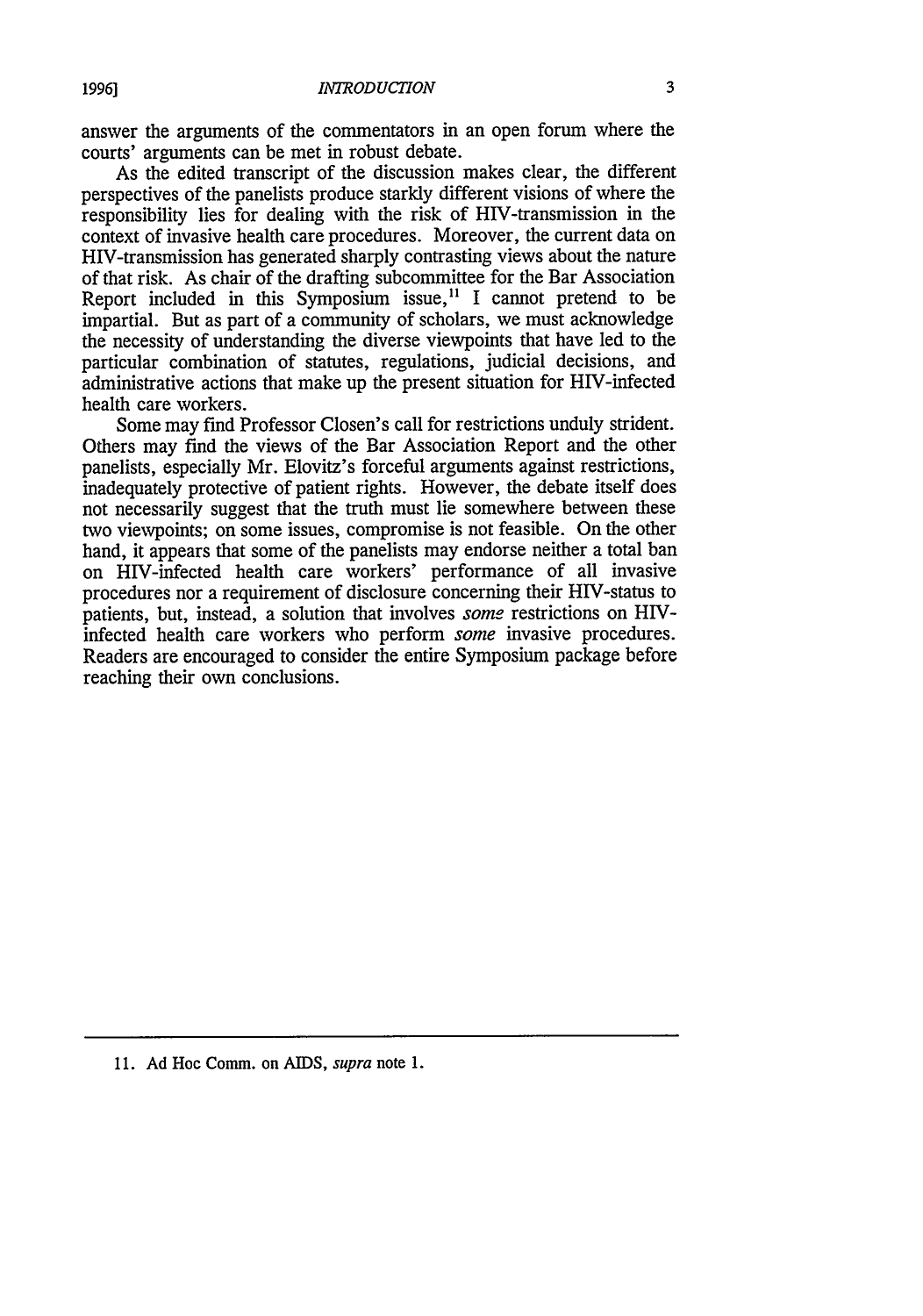answer the arguments of the commentators in an open forum where the courts' arguments can be met in robust debate.

As the edited transcript of the discussion makes clear, the different perspectives of the panelists produce starkly different visions of where the responsibility lies for dealing with the risk of HIV-transmission in the context of invasive health care procedures. Moreover, the current data on HIV-transmission has generated sharply contrasting views about the nature of that risk. As chair of the drafting subcommittee for the Bar Association Report included in this Symposium issue,[11] I cannot pretend to be impartial. But as part of a community of scholars, we must acknowledge the necessity of understanding the diverse viewpoints that have led to the particular combination of statutes, regulations, judicial decisions, and administrative actions that make up the present situation for HIV-infected health care workers.

Some may find Professor Closen's call for restrictions unduly strident. Others may find the views of the Bar Association Report and the other panelists, especially Mr. Elovitz's forceful arguments against restrictions, inadequately protective of patient rights. However, the debate itself does not necessarily suggest that the truth must lie somewhere between these two viewpoints; on some issues, compromise is not feasible. On the other hand, it appears that some of the panelists may endorse neither a total ban on HIV-infected health care workers' performance of all invasive procedures nor a requirement of disclosure concerning their HIV-status to patients, but, instead, a solution that involves *some* restrictions on HIV-infected health care workers who perform *some* invasive procedures. Readers are encouraged to consider the entire Symposium package before reaching their own conclusions.

---

11. Ad Hoc Comm. on AIDS, *supra* note 1.